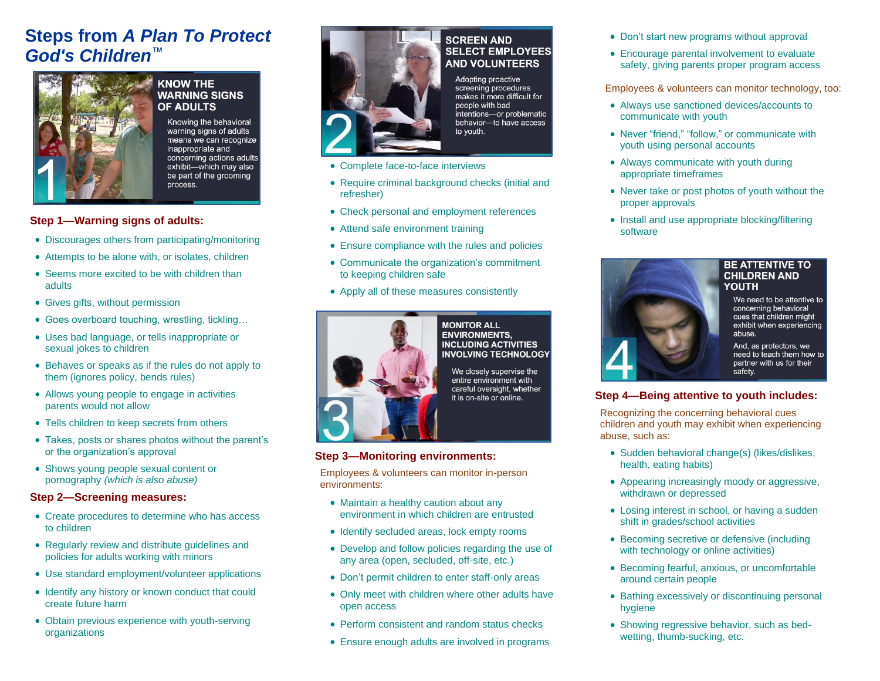# Steps from *A Plan To Protect God's Children*™

**KNOW THE WARNING SIGNS OF ADULTS**

Knowing the behavioral warning signs of adults means we can recognize inappropriate and concerning actions adults exhibit—which may also be part of the grooming process.

1

## Step 1—Warning signs of adults:

- Discourages others from participating/monitoring
- Attempts to be alone with, or isolates, children
- Seems more excited to be with children than adults
- Gives gifts, without permission
- Goes overboard touching, wrestling, tickling…
- Uses bad language, or tells inappropriate or sexual jokes to children
- Behaves or speaks as if the rules do not apply to them (ignores policy, bends rules)
- Allows young people to engage in activities parents would not allow
- Tells children to keep secrets from others
- Takes, posts or shares photos without the parent's or the organization's approval
- Shows young people sexual content or pornography *(which is also abuse)*

## Step 2—Screening measures:

- Create procedures to determine who has access to children
- Regularly review and distribute guidelines and policies for adults working with minors
- Use standard employment/volunteer applications
- Identify any history or known conduct that could create future harm
- Obtain previous experience with youth-serving organizations

**SCREEN AND SELECT EMPLOYEES AND VOLUNTEERS**

Adopting proactive screening procedures makes it more difficult for people with bad intentions—or problematic behavior—to have access to youth.

2

- Complete face-to-face interviews
- Require criminal background checks (initial and refresher)
- Check personal and employment references
- Attend safe environment training
- Ensure compliance with the rules and policies
- Communicate the organization's commitment to keeping children safe
- Apply all of these measures consistently

**MONITOR ALL ENVIRONMENTS, INCLUDING ACTIVITIES INVOLVING TECHNOLOGY**

We closely supervise the entire environment with careful oversight, whether it is on-site or online.

3

## Step 3—Monitoring environments:

Employees & volunteers can monitor in-person environments:

- Maintain a healthy caution about any environment in which children are entrusted
- Identify secluded areas, lock empty rooms
- Develop and follow policies regarding the use of any area (open, secluded, off-site, etc.)
- Don't permit children to enter staff-only areas
- Only meet with children where other adults have open access
- Perform consistent and random status checks
- Ensure enough adults are involved in programs
- Don't start new programs without approval
- Encourage parental involvement to evaluate safety, giving parents proper program access

Employees & volunteers can monitor technology, too:

- Always use sanctioned devices/accounts to communicate with youth
- Never "friend," "follow," or communicate with youth using personal accounts
- Always communicate with youth during appropriate timeframes
- Never take or post photos of youth without the proper approvals
- Install and use appropriate blocking/filtering software

**BE ATTENTIVE TO CHILDREN AND YOUTH**

We need to be attentive to concerning behavioral cues that children might exhibit when experiencing abuse.

And, as protectors, we need to teach them how to partner with us for their safety.

4

## Step 4—Being attentive to youth includes:

Recognizing the concerning behavioral cues children and youth may exhibit when experiencing abuse, such as:

- Sudden behavioral change(s) (likes/dislikes, health, eating habits)
- Appearing increasingly moody or aggressive, withdrawn or depressed
- Losing interest in school, or having a sudden shift in grades/school activities
- Becoming secretive or defensive (including with technology or online activities)
- Becoming fearful, anxious, or uncomfortable around certain people
- Bathing excessively or discontinuing personal hygiene
- Showing regressive behavior, such as bed-wetting, thumb-sucking, etc.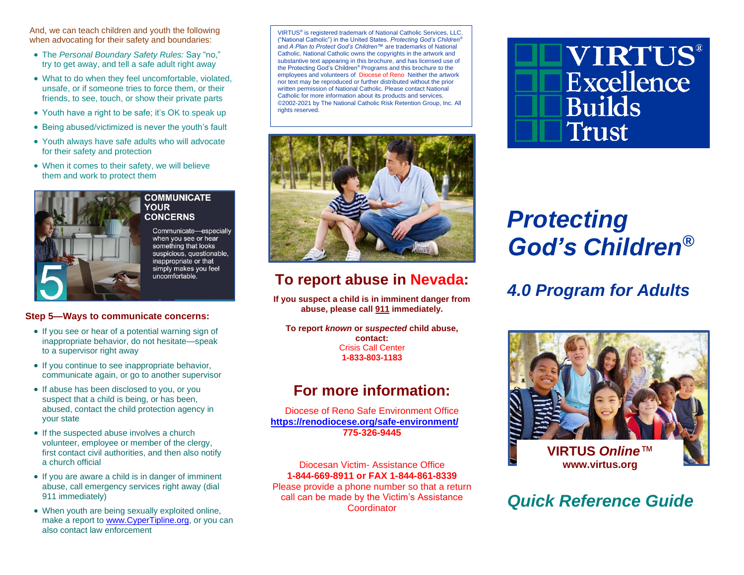And, we can teach children and youth the following when advocating for their safety and boundaries:

- The *Personal Boundary Safety Rules:* Say "no," try to get away, and tell a safe adult right away
- What to do when they feel uncomfortable, violated, unsafe, or if someone tries to force them, or their friends, to see, touch, or show their private parts
- Youth have a right to be safe; it's OK to speak up
- Being abused/victimized is never the youth's fault
- Youth always have safe adults who will advocate for their safety and protection
- When it comes to their safety, we will believe them and work to protect them

**COMMUNICATE YOUR CONCERNS**

5

Communicate—especially when you see or hear something that looks suspicious, questionable, inappropriate or that simply makes you feel uncomfortable.

### Step 5—Ways to communicate concerns:

- If you see or hear of a potential warning sign of inappropriate behavior, do not hesitate—speak to a supervisor right away
- If you continue to see inappropriate behavior, communicate again, or go to another supervisor
- If abuse has been disclosed to you, or you suspect that a child is being, or has been, abused, contact the child protection agency in your state
- If the suspected abuse involves a church volunteer, employee or member of the clergy, first contact civil authorities, and then also notify a church official
- If you are aware a child is in danger of imminent abuse, call emergency services right away (dial 911 immediately)
- When youth are being sexually exploited online, make a report to www.CyperTipline.org, or you can also contact law enforcement

VIRTUS® is registered trademark of National Catholic Services, LLC. ("National Catholic") in the United States. *Protecting God's Children*® and *A Plan to Protect God's Children*™ are trademarks of National Catholic. National Catholic owns the copyrights in the artwork and substantive text appearing in this brochure, and has licensed use of the Protecting God's Children® Programs and this brochure to the employees and volunteers of Diocese of Reno Neither the artwork nor text may be reproduced or further distributed without the prior written permission of National Catholic. Please contact National Catholic for more information about its products and services. ©2002-2021 by The National Catholic Risk Retention Group, Inc. All rights reserved.

## To report abuse in Nevada:

**If you suspect a child is in imminent danger from abuse, please call 911 immediately.**

**To report *known* or *suspected* child abuse, contact:**
Crisis Call Center
**1-833-803-1183**

## For more information:

Diocese of Reno Safe Environment Office
**https://renodiocese.org/safe-environment/**
**775-326-9445**

Diocesan Victim- Assistance Office
**1-844-669-8911 or FAX 1-844-861-8339**
Please provide a phone number so that a return call can be made by the Victim's Assistance Coordinator

VIRTUS® Excellence Builds Trust

# *Protecting God's Children®*

## *4.0 Program for Adults*

**VIRTUS *Online*™**
**www.virtus.org**

## *Quick Reference Guide*